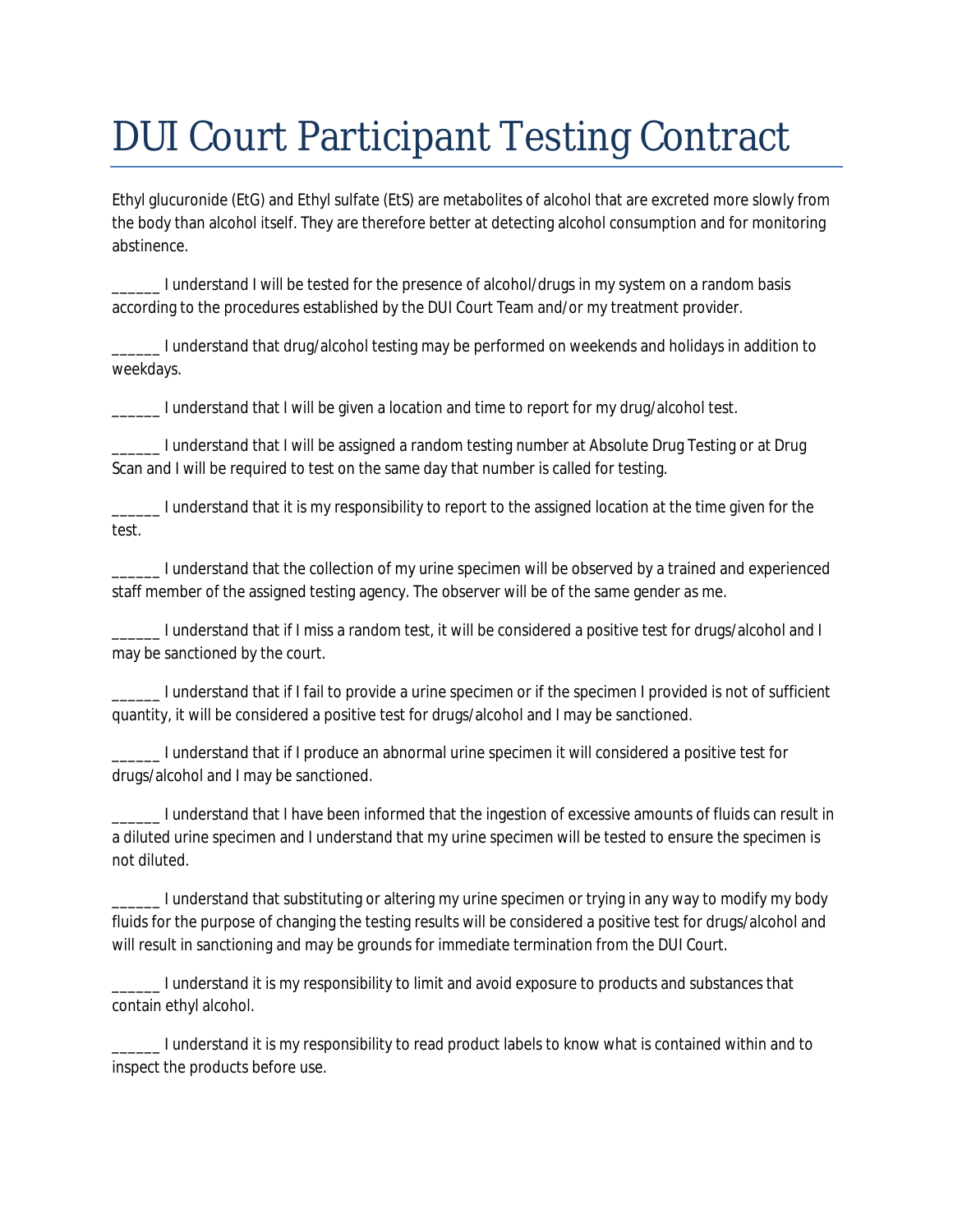# DUI Court Participant Testing Contract

Ethyl glucuronide (EtG) and Ethyl sulfate (EtS) are metabolites of alcohol that are excreted more slowly from the body than alcohol itself. They are therefore better at detecting alcohol consumption and for monitoring abstinence.

______ I understand I will be tested for the presence of alcohol/drugs in my system on a random basis according to the procedures established by the DUI Court Team and/or my treatment provider.

______ I understand that drug/alcohol testing may be performed on weekends and holidays in addition to weekdays.

______ I understand that I will be given a location and time to report for my drug/alcohol test.

______ I understand that I will be assigned a random testing number at Absolute Drug Testing or at Drug Scan and I will be required to test on the same day that number is called for testing.

______ I understand that it is my responsibility to report to the assigned location at the time given for the test.

______ I understand that the collection of my urine specimen will be observed by a trained and experienced staff member of the assigned testing agency. The observer will be of the same gender as me.

______ I understand that if I miss a random test, it will be considered a positive test for drugs/alcohol and I may be sanctioned by the court.

______ I understand that if I fail to provide a urine specimen or if the specimen I provided is not of sufficient quantity, it will be considered a positive test for drugs/alcohol and I may be sanctioned.

______ I understand that if I produce an abnormal urine specimen it will considered a positive test for drugs/alcohol and I may be sanctioned.

______ I understand that I have been informed that the ingestion of excessive amounts of fluids can result in a diluted urine specimen and I understand that my urine specimen will be tested to ensure the specimen is not diluted.

______ I understand that substituting or altering my urine specimen or trying in any way to modify my body fluids for the purpose of changing the testing results will be considered a positive test for drugs/alcohol and will result in sanctioning and may be grounds for immediate termination from the DUI Court.

______ I understand it is my responsibility to limit and avoid exposure to products and substances that contain ethyl alcohol.

______ I understand it is my responsibility to read product labels to know what is contained within and to inspect the products before use.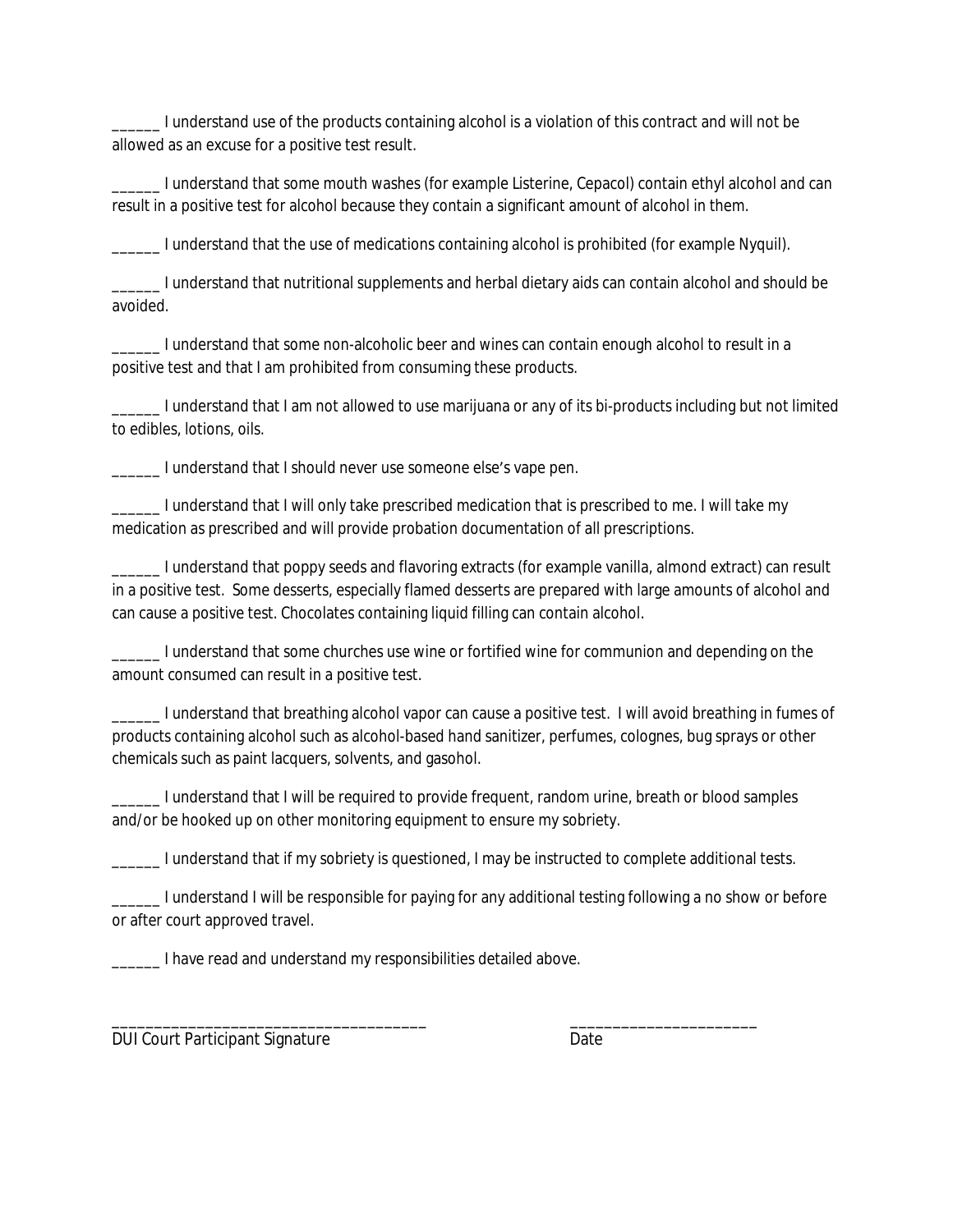______ I understand use of the products containing alcohol is a violation of this contract and will not be allowed as an excuse for a positive test result.

______ I understand that some mouth washes (for example Listerine, Cepacol) contain ethyl alcohol and can result in a positive test for alcohol because they contain a significant amount of alcohol in them.

______ I understand that the use of medications containing alcohol is prohibited (for example Nyquil).

______ I understand that nutritional supplements and herbal dietary aids can contain alcohol and should be avoided.

______ I understand that some non-alcoholic beer and wines can contain enough alcohol to result in a positive test and that I am prohibited from consuming these products.

______ I understand that I am not allowed to use marijuana or any of its bi-products including but not limited to edibles, lotions, oils.

______ I understand that I should never use someone else's vape pen.

______ I understand that I will only take prescribed medication that is prescribed to me. I will take my medication as prescribed and will provide probation documentation of all prescriptions.

______ I understand that poppy seeds and flavoring extracts (for example vanilla, almond extract) can result in a positive test. Some desserts, especially flamed desserts are prepared with large amounts of alcohol and can cause a positive test. Chocolates containing liquid filling can contain alcohol.

______ I understand that some churches use wine or fortified wine for communion and depending on the amount consumed can result in a positive test.

______ I understand that breathing alcohol vapor can cause a positive test. I will avoid breathing in fumes of products containing alcohol such as alcohol-based hand sanitizer, perfumes, colognes, bug sprays or other chemicals such as paint lacquers, solvents, and gasohol.

______ I understand that I will be required to provide frequent, random urine, breath or blood samples and/or be hooked up on other monitoring equipment to ensure my sobriety.

______ I understand that if my sobriety is questioned, I may be instructed to complete additional tests.

______ I understand I will be responsible for paying for any additional testing following a no show or before or after court approved travel.

______ I have read and understand my responsibilities detailed above.

_____________________________________ ______________________

DUI Court Participant Signature Date